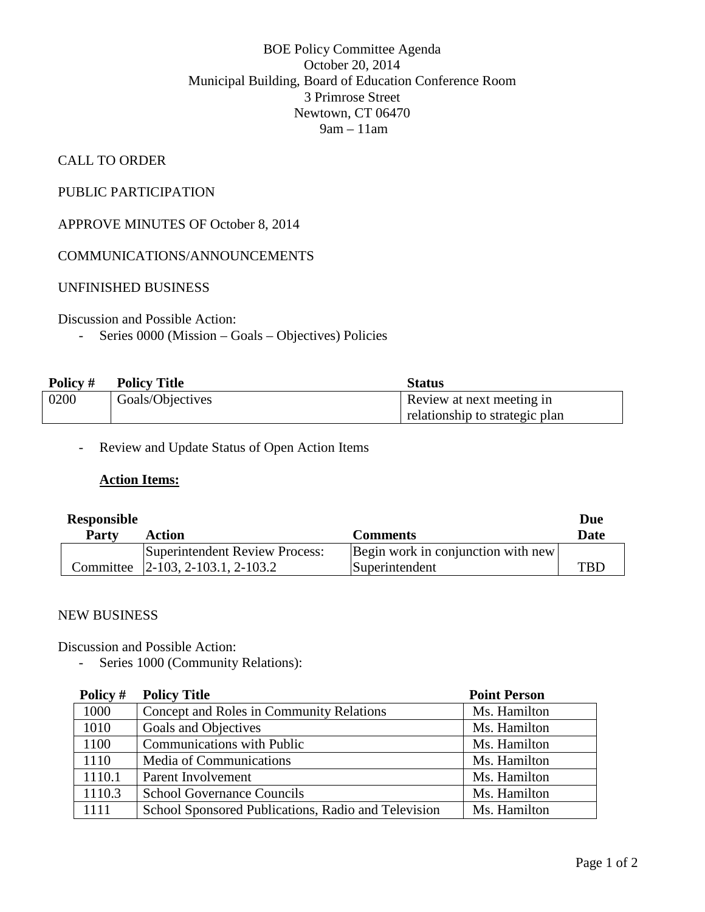# BOE Policy Committee Agenda

October 20, 2014
Municipal Building, Board of Education Conference Room
3 Primrose Street
Newtown, CT 06470
9am – 11am

CALL TO ORDER

PUBLIC PARTICIPATION

APPROVE MINUTES OF October 8, 2014

COMMUNICATIONS/ANNOUNCEMENTS

UNFINISHED BUSINESS

Discussion and Possible Action:

- Series 0000 (Mission – Goals – Objectives) Policies

| Policy # | Policy Title | Status |
|---|---|---|
| 0200 | Goals/Objectives | Review at next meeting in relationship to strategic plan |

- Review and Update Status of Open Action Items

**Action Items:**

| Responsible Party | Action | Comments | Due Date |
|---|---|---|---|
| Committee | Superintendent Review Process: 2-103, 2-103.1, 2-103.2 | Begin work in conjunction with new Superintendent | TBD |

NEW BUSINESS

Discussion and Possible Action:

- Series 1000 (Community Relations):

| Policy # | Policy Title | Point Person |
|---|---|---|
| 1000 | Concept and Roles in Community Relations | Ms. Hamilton |
| 1010 | Goals and Objectives | Ms. Hamilton |
| 1100 | Communications with Public | Ms. Hamilton |
| 1110 | Media of Communications | Ms. Hamilton |
| 1110.1 | Parent Involvement | Ms. Hamilton |
| 1110.3 | School Governance Councils | Ms. Hamilton |
| 1111 | School Sponsored Publications, Radio and Television | Ms. Hamilton |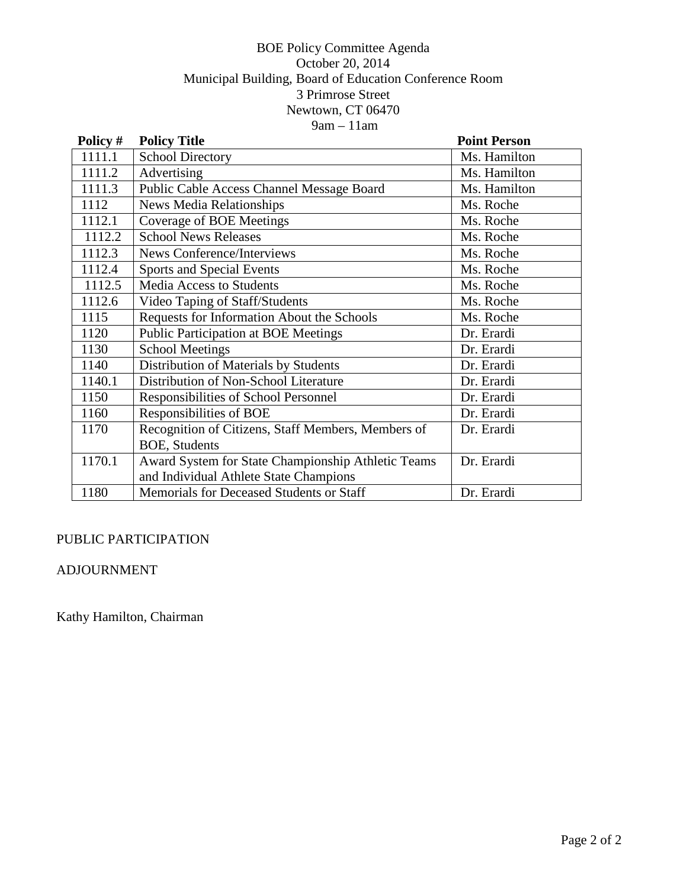BOE Policy Committee Agenda
October 20, 2014
Municipal Building, Board of Education Conference Room
3 Primrose Street
Newtown, CT 06470
9am – 11am

| Policy # | Policy Title | Point Person |
| --- | --- | --- |
| 1111.1 | School Directory | Ms. Hamilton |
| 1111.2 | Advertising | Ms. Hamilton |
| 1111.3 | Public Cable Access Channel Message Board | Ms. Hamilton |
| 1112 | News Media Relationships | Ms. Roche |
| 1112.1 | Coverage of BOE Meetings | Ms. Roche |
| 1112.2 | School News Releases | Ms. Roche |
| 1112.3 | News Conference/Interviews | Ms. Roche |
| 1112.4 | Sports and Special Events | Ms. Roche |
| 1112.5 | Media Access to Students | Ms. Roche |
| 1112.6 | Video Taping of Staff/Students | Ms. Roche |
| 1115 | Requests for Information About the Schools | Ms. Roche |
| 1120 | Public Participation at BOE Meetings | Dr. Erardi |
| 1130 | School Meetings | Dr. Erardi |
| 1140 | Distribution of Materials by Students | Dr. Erardi |
| 1140.1 | Distribution of Non-School Literature | Dr. Erardi |
| 1150 | Responsibilities of School Personnel | Dr. Erardi |
| 1160 | Responsibilities of BOE | Dr. Erardi |
| 1170 | Recognition of Citizens, Staff Members, Members of BOE, Students | Dr. Erardi |
| 1170.1 | Award System for State Championship Athletic Teams and Individual Athlete State Champions | Dr. Erardi |
| 1180 | Memorials for Deceased Students or Staff | Dr. Erardi |

PUBLIC PARTICIPATION

ADJOURNMENT

Kathy Hamilton, Chairman